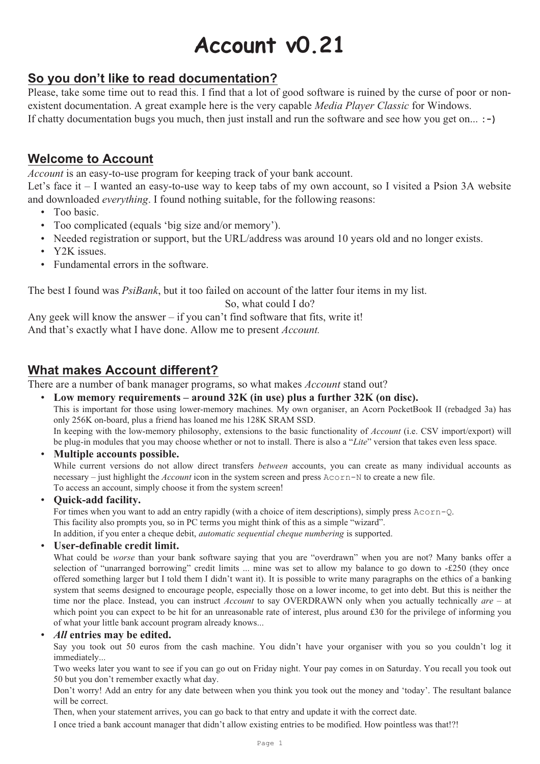# Account v0.21

## So you don't like to read documentation?

Please, take some time out to read this. I find that a lot of good software is ruined by the curse of poor or non-existent documentation. A great example here is the very capable *Media Player Classic* for Windows.
If chatty documentation bugs you much, then just install and run the software and see how you get on... `:-)`

## Welcome to Account

*Account* is an easy-to-use program for keeping track of your bank account.
Let's face it – I wanted an easy-to-use way to keep tabs of my own account, so I visited a Psion 3A website and downloaded *everything*. I found nothing suitable, for the following reasons:

- Too basic.
- Too complicated (equals 'big size and/or memory').
- Needed registration or support, but the URL/address was around 10 years old and no longer exists.
- Y2K issues.
- Fundamental errors in the software.

The best I found was *PsiBank*, but it too failed on account of the latter four items in my list.

So, what could I do?

Any geek will know the answer – if you can't find software that fits, write it!
And that's exactly what I have done. Allow me to present *Account.*

## What makes Account different?

There are a number of bank manager programs, so what makes *Account* stand out?

- **Low memory requirements – around 32K (in use) plus a further 32K (on disc).**
  This is important for those using lower-memory machines. My own organiser, an Acorn PocketBook II (rebadged 3a) has only 256K on-board, plus a friend has loaned me his 128K SRAM SSD.
  In keeping with the low-memory philosophy, extensions to the basic functionality of *Account* (i.e. CSV import/export) will be plug-in modules that you may choose whether or not to install. There is also a "*Lite*" version that takes even less space.
- **Multiple accounts possible.**
  While current versions do not allow direct transfers *between* accounts, you can create as many individual accounts as necessary – just highlight the *Account* icon in the system screen and press `Acorn-N` to create a new file.
  To access an account, simply choose it from the system screen!
- **Quick-add facility.**
  For times when you want to add an entry rapidly (with a choice of item descriptions), simply press `Acorn-Q`.
  This facility also prompts you, so in PC terms you might think of this as a simple "wizard".
  In addition, if you enter a cheque debit, *automatic sequential cheque numbering* is supported.
- **User-definable credit limit.**
  What could be *worse* than your bank software saying that you are "overdrawn" when you are not? Many banks offer a selection of "unarranged borrowing" credit limits ... mine was set to allow my balance to go down to -£250 (they once offered something larger but I told them I didn't want it). It is possible to write many paragraphs on the ethics of a banking system that seems designed to encourage people, especially those on a lower income, to get into debt. But this is neither the time nor the place. Instead, you can instruct *Account* to say OVERDRAWN only when you actually technically *are* – at which point you can expect to be hit for an unreasonable rate of interest, plus around £30 for the privilege of informing you of what your little bank account program already knows...
- ***All* entries may be edited.**
  Say you took out 50 euros from the cash machine. You didn't have your organiser with you so you couldn't log it immediately...
  Two weeks later you want to see if you can go out on Friday night. Your pay comes in on Saturday. You recall you took out 50 but you don't remember exactly what day.
  Don't worry! Add an entry for any date between when you think you took out the money and 'today'. The resultant balance will be correct.
  Then, when your statement arrives, you can go back to that entry and update it with the correct date.
  I once tried a bank account manager that didn't allow existing entries to be modified. How pointless was that!?!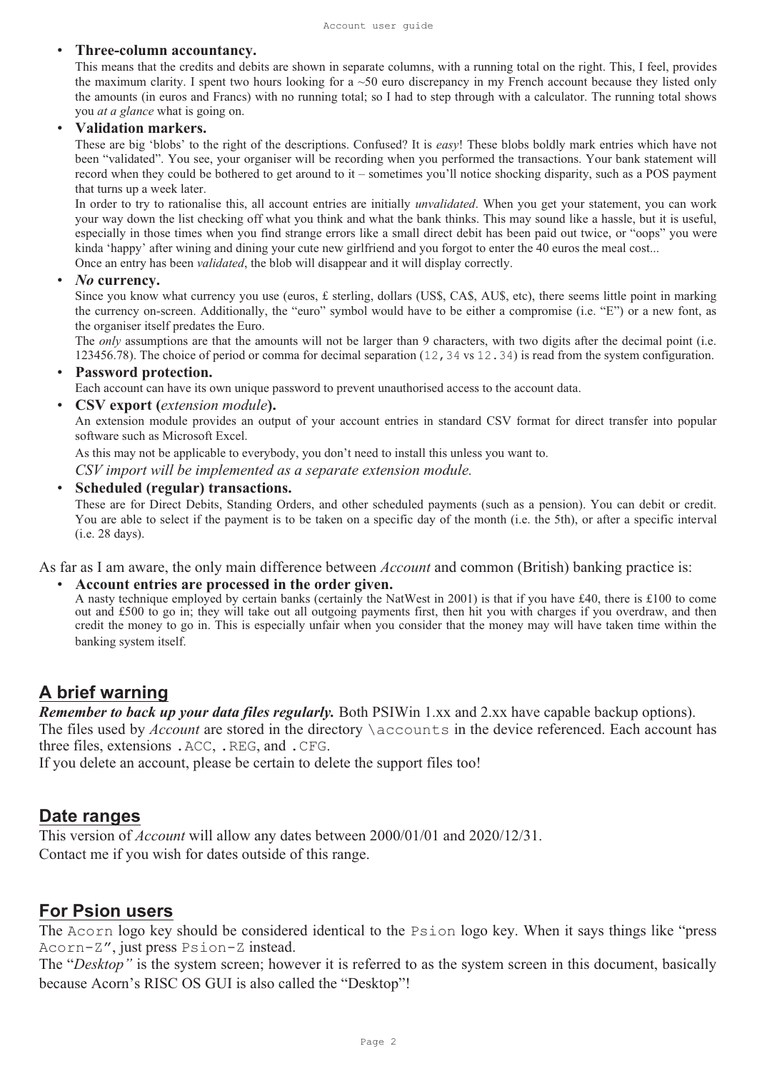- **Three-column accountancy.**
  This means that the credits and debits are shown in separate columns, with a running total on the right. This, I feel, provides the maximum clarity. I spent two hours looking for a ~50 euro discrepancy in my French account because they listed only the amounts (in euros and Francs) with no running total; so I had to step through with a calculator. The running total shows you *at a glance* what is going on.
- **Validation markers.**
  These are big 'blobs' to the right of the descriptions. Confused? It is *easy*! These blobs boldly mark entries which have not been "validated". You see, your organiser will be recording when you performed the transactions. Your bank statement will record when they could be bothered to get around to it – sometimes you'll notice shocking disparity, such as a POS payment that turns up a week later.
  In order to try to rationalise this, all account entries are initially *unvalidated*. When you get your statement, you can work your way down the list checking off what you think and what the bank thinks. This may sound like a hassle, but it is useful, especially in those times when you find strange errors like a small direct debit has been paid out twice, or "oops" you were kinda 'happy' after wining and dining your cute new girlfriend and you forgot to enter the 40 euros the meal cost...
  Once an entry has been *validated*, the blob will disappear and it will display correctly.
- ***No* currency.**
  Since you know what currency you use (euros, £ sterling, dollars (US$, CA$, AU$, etc), there seems little point in marking the currency on-screen. Additionally, the "euro" symbol would have to be either a compromise (i.e. "E") or a new font, as the organiser itself predates the Euro.
  The *only* assumptions are that the amounts will not be larger than 9 characters, with two digits after the decimal point (i.e. 123456.78). The choice of period or comma for decimal separation (`12,34` vs `12.34`) is read from the system configuration.
- **Password protection.**
  Each account can have its own unique password to prevent unauthorised access to the account data.
- **CSV export (*extension module*).**
  An extension module provides an output of your account entries in standard CSV format for direct transfer into popular software such as Microsoft Excel.
  As this may not be applicable to everybody, you don't need to install this unless you want to.
  *CSV import will be implemented as a separate extension module.*
- **Scheduled (regular) transactions.**
  These are for Direct Debits, Standing Orders, and other scheduled payments (such as a pension). You can debit or credit. You are able to select if the payment is to be taken on a specific day of the month (i.e. the 5th), or after a specific interval (i.e. 28 days).

As far as I am aware, the only main difference between *Account* and common (British) banking practice is:

- **Account entries are processed in the order given.**
  A nasty technique employed by certain banks (certainly the NatWest in 2001) is that if you have £40, there is £100 to come out and £500 to go in; they will take out all outgoing payments first, then hit you with charges if you overdraw, and then credit the money to go in. This is especially unfair when you consider that the money may will have taken time within the banking system itself.

## A brief warning

***Remember to back up your data files regularly.*** Both PSIWin 1.xx and 2.xx have capable backup options).
The files used by *Account* are stored in the directory `\accounts` in the device referenced. Each account has three files, extensions `.ACC`, `.REG`, and `.CFG`.
If you delete an account, please be certain to delete the support files too!

## Date ranges

This version of *Account* will allow any dates between 2000/01/01 and 2020/12/31.
Contact me if you wish for dates outside of this range.

## For Psion users

The `Acorn` logo key should be considered identical to the `Psion` logo key. When it says things like "press `Acorn-Z`", just press `Psion-Z` instead.
The "*Desktop"* is the system screen; however it is referred to as the system screen in this document, basically because Acorn's RISC OS GUI is also called the "Desktop"!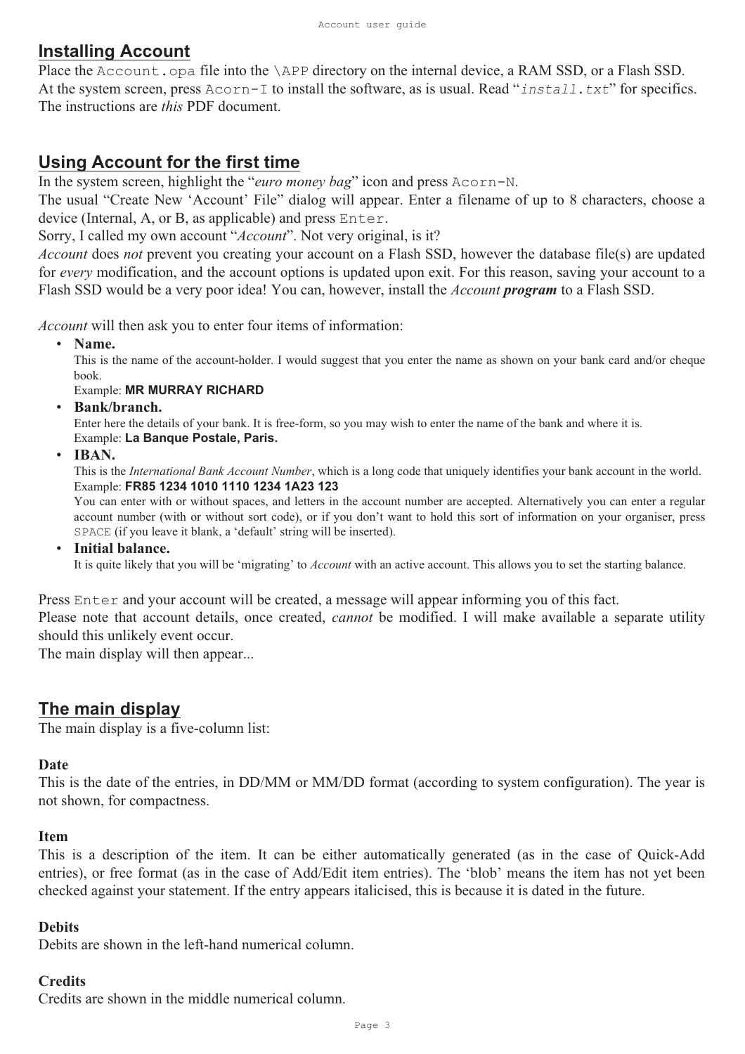## Installing Account

Place the `Account.opa` file into the `\APP` directory on the internal device, a RAM SSD, or a Flash SSD. At the system screen, press `Acorn-I` to install the software, as is usual. Read "*`install.txt`*" for specifics. The instructions are *this* PDF document.

## Using Account for the first time

In the system screen, highlight the "*euro money bag*" icon and press `Acorn-N`.

The usual "Create New 'Account' File" dialog will appear. Enter a filename of up to 8 characters, choose a device (Internal, A, or B, as applicable) and press `Enter`.

Sorry, I called my own account "*Account*". Not very original, is it?

*Account* does *not* prevent you creating your account on a Flash SSD, however the database file(s) are updated for *every* modification, and the account options is updated upon exit. For this reason, saving your account to a Flash SSD would be a very poor idea! You can, however, install the *Account* ***program*** to a Flash SSD.

*Account* will then ask you to enter four items of information:

- **Name.**
  This is the name of the account-holder. I would suggest that you enter the name as shown on your bank card and/or cheque book.
  Example: **MR MURRAY RICHARD**
- **Bank/branch.**
  Enter here the details of your bank. It is free-form, so you may wish to enter the name of the bank and where it is.
  Example: **La Banque Postale, Paris.**
- **IBAN.**
  This is the *International Bank Account Number*, which is a long code that uniquely identifies your bank account in the world.
  Example: **FR85 1234 1010 1110 1234 1A23 123**
  You can enter with or without spaces, and letters in the account number are accepted. Alternatively you can enter a regular account number (with or without sort code), or if you don't want to hold this sort of information on your organiser, press `SPACE` (if you leave it blank, a 'default' string will be inserted).
- **Initial balance.**
  It is quite likely that you will be 'migrating' to *Account* with an active account. This allows you to set the starting balance.

Press `Enter` and your account will be created, a message will appear informing you of this fact.

Please note that account details, once created, *cannot* be modified. I will make available a separate utility should this unlikely event occur.

The main display will then appear...

## The main display

The main display is a five-column list:

**Date**

This is the date of the entries, in DD/MM or MM/DD format (according to system configuration). The year is not shown, for compactness.

**Item**

This is a description of the item. It can be either automatically generated (as in the case of Quick-Add entries), or free format (as in the case of Add/Edit item entries). The 'blob' means the item has not yet been checked against your statement. If the entry appears italicised, this is because it is dated in the future.

**Debits**

Debits are shown in the left-hand numerical column.

**Credits**

Credits are shown in the middle numerical column.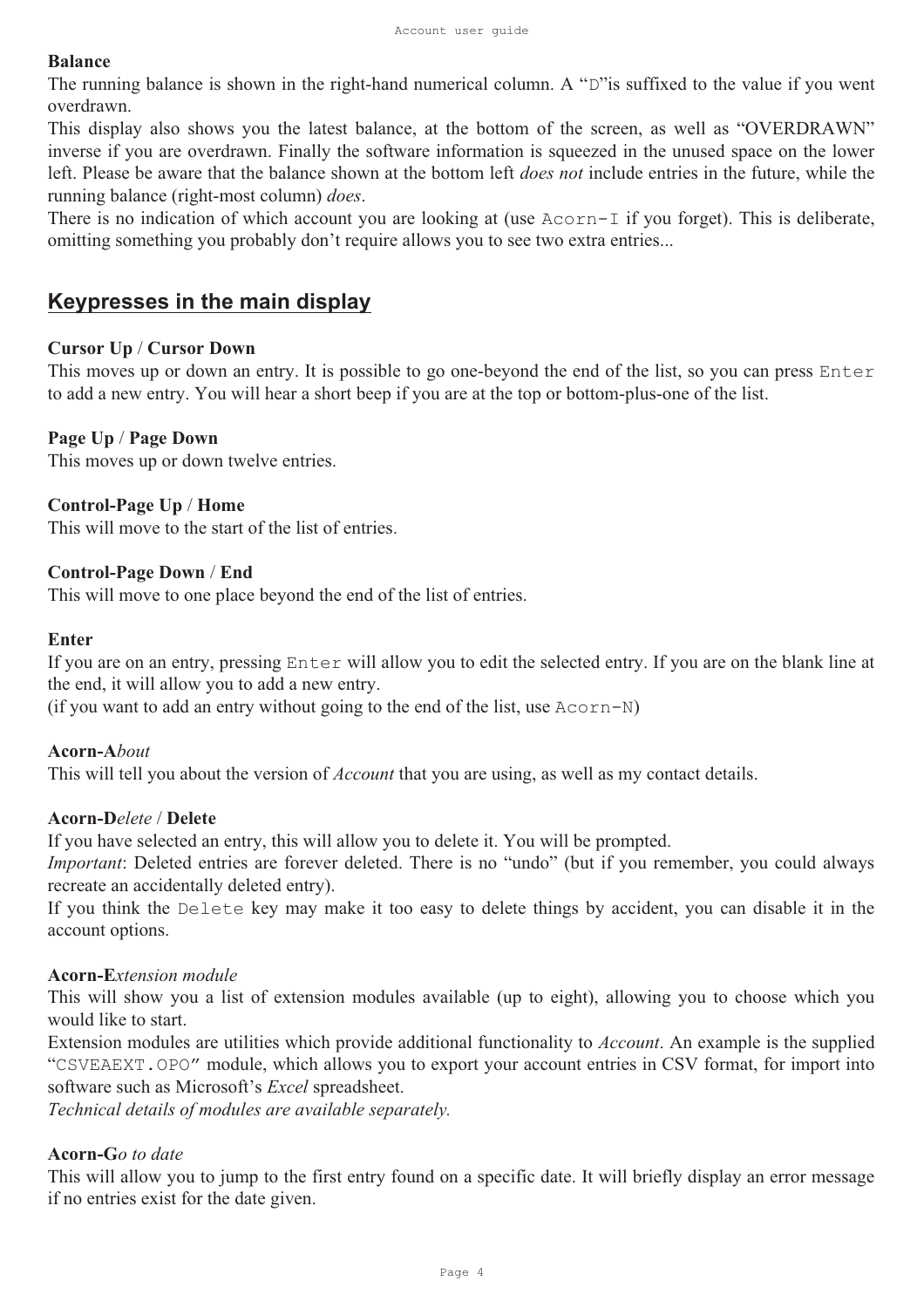**Balance**

The running balance is shown in the right-hand numerical column. A "D"is suffixed to the value if you went overdrawn.

This display also shows you the latest balance, at the bottom of the screen, as well as "OVERDRAWN" inverse if you are overdrawn. Finally the software information is squeezed in the unused space on the lower left. Please be aware that the balance shown at the bottom left *does not* include entries in the future, while the running balance (right-most column) *does*.

There is no indication of which account you are looking at (use `Acorn-I` if you forget). This is deliberate, omitting something you probably don't require allows you to see two extra entries...

## Keypresses in the main display

**Cursor Up** / **Cursor Down**

This moves up or down an entry. It is possible to go one-beyond the end of the list, so you can press `Enter` to add a new entry. You will hear a short beep if you are at the top or bottom-plus-one of the list.

**Page Up** / **Page Down**

This moves up or down twelve entries.

**Control-Page Up** / **Home**

This will move to the start of the list of entries.

**Control-Page Down** / **End**

This will move to one place beyond the end of the list of entries.

**Enter**

If you are on an entry, pressing `Enter` will allow you to edit the selected entry. If you are on the blank line at the end, it will allow you to add a new entry.

(if you want to add an entry without going to the end of the list, use `Acorn-N`)

**Acorn-A***bout*

This will tell you about the version of *Account* that you are using, as well as my contact details.

**Acorn-D***elete* / **Delete**

If you have selected an entry, this will allow you to delete it. You will be prompted.

*Important*: Deleted entries are forever deleted. There is no "undo" (but if you remember, you could always recreate an accidentally deleted entry).

If you think the `Delete` key may make it too easy to delete things by accident, you can disable it in the account options.

**Acorn-E***xtension module*

This will show you a list of extension modules available (up to eight), allowing you to choose which you would like to start.

Extension modules are utilities which provide additional functionality to *Account*. An example is the supplied "`CSVEAEXT.OPO`" module, which allows you to export your account entries in CSV format, for import into software such as Microsoft's *Excel* spreadsheet.

*Technical details of modules are available separately.*

**Acorn-G***o to date*

This will allow you to jump to the first entry found on a specific date. It will briefly display an error message if no entries exist for the date given.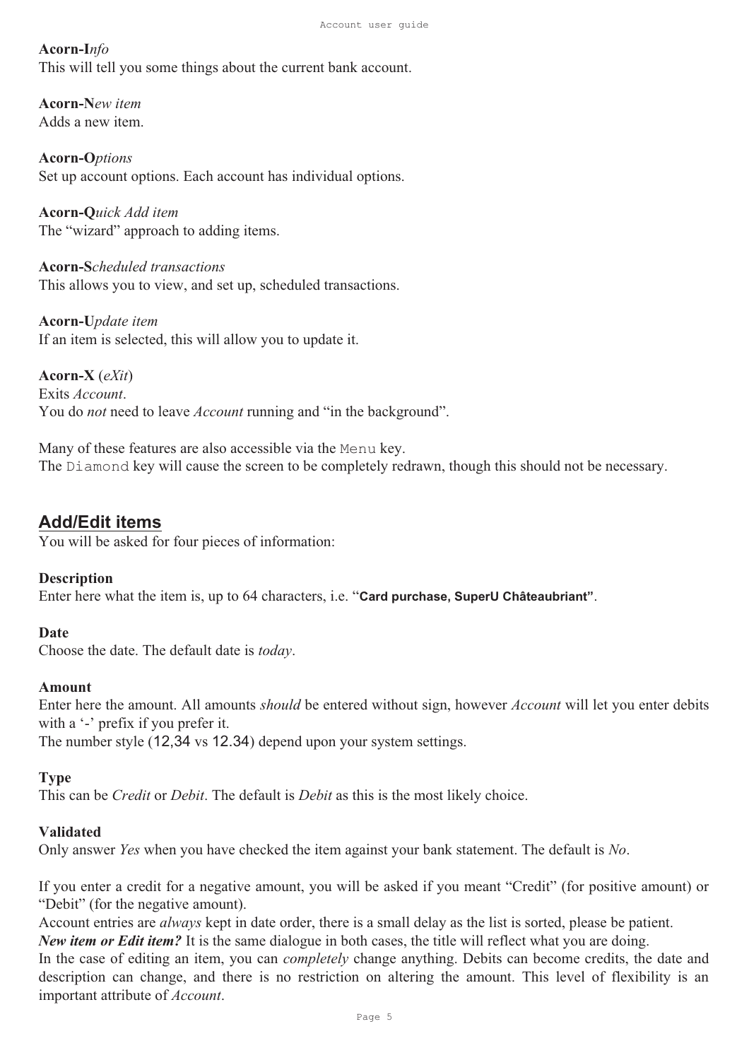**Acorn-I***nfo*
This will tell you some things about the current bank account.

**Acorn-N***ew item*
Adds a new item.

**Acorn-O***ptions*
Set up account options. Each account has individual options.

**Acorn-Q***uick Add item*
The "wizard" approach to adding items.

**Acorn-S***cheduled transactions*
This allows you to view, and set up, scheduled transactions.

**Acorn-U***pdate item*
If an item is selected, this will allow you to update it.

**Acorn-X** (*eXit*)
Exits *Account*.
You do *not* need to leave *Account* running and "in the background".

Many of these features are also accessible via the `Menu` key.
The `Diamond` key will cause the screen to be completely redrawn, though this should not be necessary.

## Add/Edit items

You will be asked for four pieces of information:

**Description**
Enter here what the item is, up to 64 characters, i.e. "**Card purchase, SuperU Châteaubriant"**.

**Date**
Choose the date. The default date is *today*.

**Amount**
Enter here the amount. All amounts *should* be entered without sign, however *Account* will let you enter debits with a '-' prefix if you prefer it.
The number style (12,34 vs 12.34) depend upon your system settings.

**Type**
This can be *Credit* or *Debit*. The default is *Debit* as this is the most likely choice.

**Validated**
Only answer *Yes* when you have checked the item against your bank statement. The default is *No*.

If you enter a credit for a negative amount, you will be asked if you meant "Credit" (for positive amount) or "Debit" (for the negative amount).
Account entries are *always* kept in date order, there is a small delay as the list is sorted, please be patient.
***New item or Edit item?*** It is the same dialogue in both cases, the title will reflect what you are doing.
In the case of editing an item, you can *completely* change anything. Debits can become credits, the date and description can change, and there is no restriction on altering the amount. This level of flexibility is an important attribute of *Account*.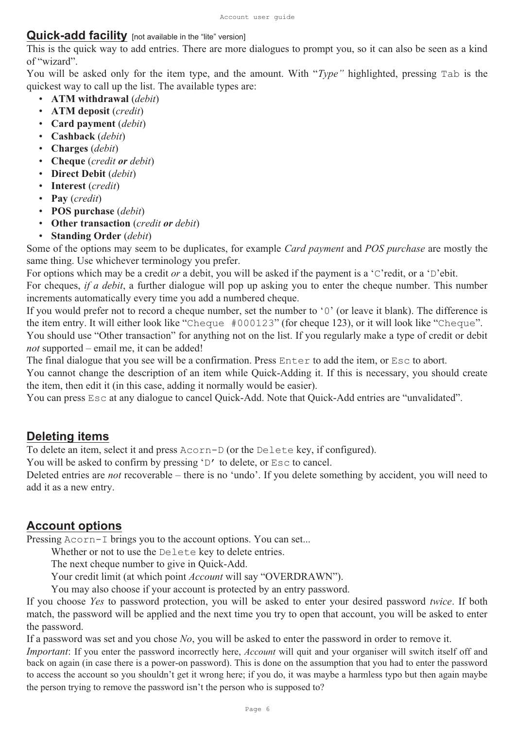## Quick-add facility [not available in the "lite" version]

This is the quick way to add entries. There are more dialogues to prompt you, so it can also be seen as a kind of "wizard".

You will be asked only for the item type, and the amount. With "*Type*" highlighted, pressing `Tab` is the quickest way to call up the list. The available types are:

- **ATM withdrawal** (*debit*)
- **ATM deposit** (*credit*)
- **Card payment** (*debit*)
- **Cashback** (*debit*)
- **Charges** (*debit*)
- **Cheque** (*credit **or** debit*)
- **Direct Debit** (*debit*)
- **Interest** (*credit*)
- **Pay** (*credit*)
- **POS purchase** (*debit*)
- **Other transaction** (*credit **or** debit*)
- **Standing Order** (*debit*)

Some of the options may seem to be duplicates, for example *Card payment* and *POS purchase* are mostly the same thing. Use whichever terminology you prefer.

For options which may be a credit *or* a debit, you will be asked if the payment is a '`C`'redit, or a '`D`'ebit.

For cheques, *if a debit*, a further dialogue will pop up asking you to enter the cheque number. This number increments automatically every time you add a numbered cheque.

If you would prefer not to record a cheque number, set the number to '`0`' (or leave it blank). The difference is the item entry. It will either look like "`Cheque #000123`" (for cheque 123), or it will look like "`Cheque`".

You should use "Other transaction" for anything not on the list. If you regularly make a type of credit or debit *not* supported – email me, it can be added!

The final dialogue that you see will be a confirmation. Press `Enter` to add the item, or `Esc` to abort.

You cannot change the description of an item while Quick-Adding it. If this is necessary, you should create the item, then edit it (in this case, adding it normally would be easier).

You can press `Esc` at any dialogue to cancel Quick-Add. Note that Quick-Add entries are "unvalidated".

## Deleting items

To delete an item, select it and press `Acorn-D` (or the `Delete` key, if configured).

You will be asked to confirm by pressing '`D`' to delete, or `Esc` to cancel.

Deleted entries are *not* recoverable – there is no 'undo'. If you delete something by accident, you will need to add it as a new entry.

## Account options

Pressing `Acorn-I` brings you to the account options. You can set...

Whether or not to use the `Delete` key to delete entries.

The next cheque number to give in Quick-Add.

Your credit limit (at which point *Account* will say "OVERDRAWN").

You may also choose if your account is protected by an entry password.

If you choose *Yes* to password protection, you will be asked to enter your desired password *twice*. If both match, the password will be applied and the next time you try to open that account, you will be asked to enter the password.

If a password was set and you chose *No*, you will be asked to enter the password in order to remove it.

*Important*: If you enter the password incorrectly here, *Account* will quit and your organiser will switch itself off and back on again (in case there is a power-on password). This is done on the assumption that you had to enter the password to access the account so you shouldn't get it wrong here; if you do, it was maybe a harmless typo but then again maybe the person trying to remove the password isn't the person who is supposed to?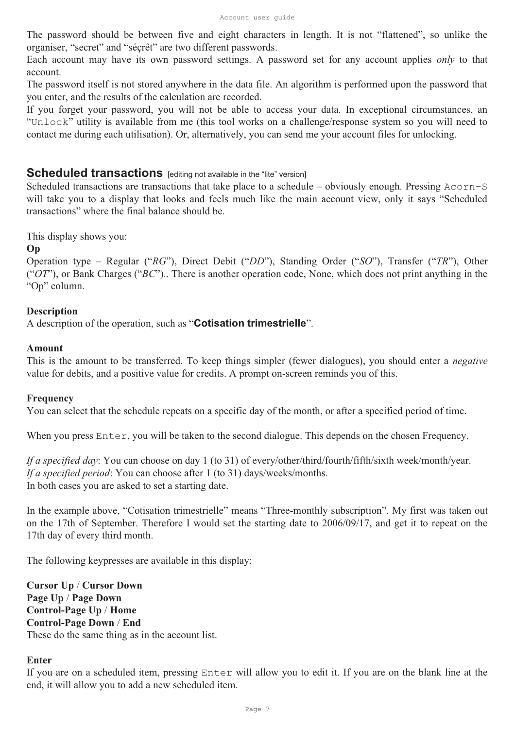The password should be between five and eight characters in length. It is not "flattened", so unlike the organiser, "secret" and "séçrêt" are two different passwords.

Each account may have its own password settings. A password set for any account applies *only* to that account.

The password itself is not stored anywhere in the data file. An algorithm is performed upon the password that you enter, and the results of the calculation are recorded.

If you forget your password, you will not be able to access your data. In exceptional circumstances, an "`Unlock`" utility is available from me (this tool works on a challenge/response system so you will need to contact me during each utilisation). Or, alternatively, you can send me your account files for unlocking.

## Scheduled transactions [editing not available in the "lite" version]

Scheduled transactions are transactions that take place to a schedule – obviously enough. Pressing `Acorn-S` will take you to a display that looks and feels much like the main account view, only it says "Scheduled transactions" where the final balance should be.

This display shows you:

**Op**

Operation type – Regular ("*RG*"), Direct Debit ("*DD*"), Standing Order ("*SO*"), Transfer ("*TR*"), Other ("*OT*"), or Bank Charges ("*BC*").. There is another operation code, None, which does not print anything in the "Op" column.

**Description**

A description of the operation, such as "**Cotisation trimestrielle**".

**Amount**

This is the amount to be transferred. To keep things simpler (fewer dialogues), you should enter a *negative* value for debits, and a positive value for credits. A prompt on-screen reminds you of this.

**Frequency**

You can select that the schedule repeats on a specific day of the month, or after a specified period of time.

When you press `Enter`, you will be taken to the second dialogue. This depends on the chosen Frequency.

*If a specified day*: You can choose on day 1 (to 31) of every/other/third/fourth/fifth/sixth week/month/year.
*If a specified period*: You can choose after 1 (to 31) days/weeks/months.
In both cases you are asked to set a starting date.

In the example above, "Cotisation trimestrielle" means "Three-monthly subscription". My first was taken out on the 17th of September. Therefore I would set the starting date to 2006/09/17, and get it to repeat on the 17th day of every third month.

The following keypresses are available in this display:

**Cursor Up** / **Cursor Down**
**Page Up** / **Page Down**
**Control-Page Up** / **Home**
**Control-Page Down** / **End**
These do the same thing as in the account list.

**Enter**

If you are on a scheduled item, pressing `Enter` will allow you to edit it. If you are on the blank line at the end, it will allow you to add a new scheduled item.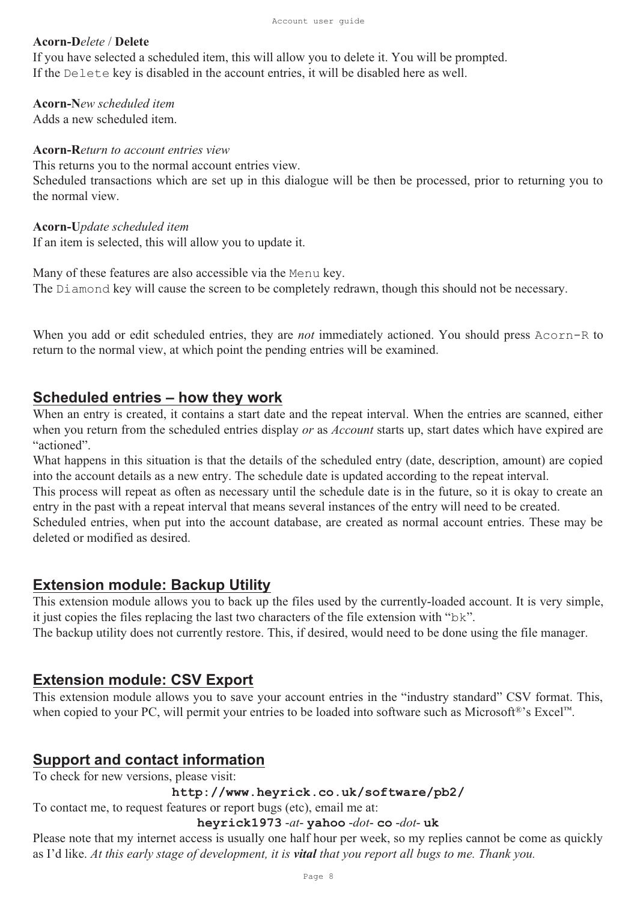**Acorn-D***elete* / **Delete**
If you have selected a scheduled item, this will allow you to delete it. You will be prompted.
If the `Delete` key is disabled in the account entries, it will be disabled here as well.

**Acorn-N***ew scheduled item*
Adds a new scheduled item.

**Acorn-R***eturn to account entries view*
This returns you to the normal account entries view.
Scheduled transactions which are set up in this dialogue will be then be processed, prior to returning you to the normal view.

**Acorn-U***pdate scheduled item*
If an item is selected, this will allow you to update it.

Many of these features are also accessible via the `Menu` key.
The `Diamond` key will cause the screen to be completely redrawn, though this should not be necessary.

When you add or edit scheduled entries, they are *not* immediately actioned. You should press `Acorn-R` to return to the normal view, at which point the pending entries will be examined.

## Scheduled entries – how they work

When an entry is created, it contains a start date and the repeat interval. When the entries are scanned, either when you return from the scheduled entries display *or* as *Account* starts up, start dates which have expired are "actioned".
What happens in this situation is that the details of the scheduled entry (date, description, amount) are copied into the account details as a new entry. The schedule date is updated according to the repeat interval.
This process will repeat as often as necessary until the schedule date is in the future, so it is okay to create an entry in the past with a repeat interval that means several instances of the entry will need to be created.
Scheduled entries, when put into the account database, are created as normal account entries. These may be deleted or modified as desired.

## Extension module: Backup Utility

This extension module allows you to back up the files used by the currently-loaded account. It is very simple, it just copies the files replacing the last two characters of the file extension with "`bk`".
The backup utility does not currently restore. This, if desired, would need to be done using the file manager.

## Extension module: CSV Export

This extension module allows you to save your account entries in the "industry standard" CSV format. This, when copied to your PC, will permit your entries to be loaded into software such as Microsoft®'s Excel™.

## Support and contact information

To check for new versions, please visit:

**`http://www.heyrick.co.uk/software/pb2/`**

To contact me, to request features or report bugs (etc), email me at:

**`heyrick1973`** *-at-* **`yahoo`** *-dot-* **`co`** *-dot-* **`uk`**

Please note that my internet access is usually one half hour per week, so my replies cannot be come as quickly as I'd like. *At this early stage of development, it is **vital** that you report all bugs to me. Thank you.*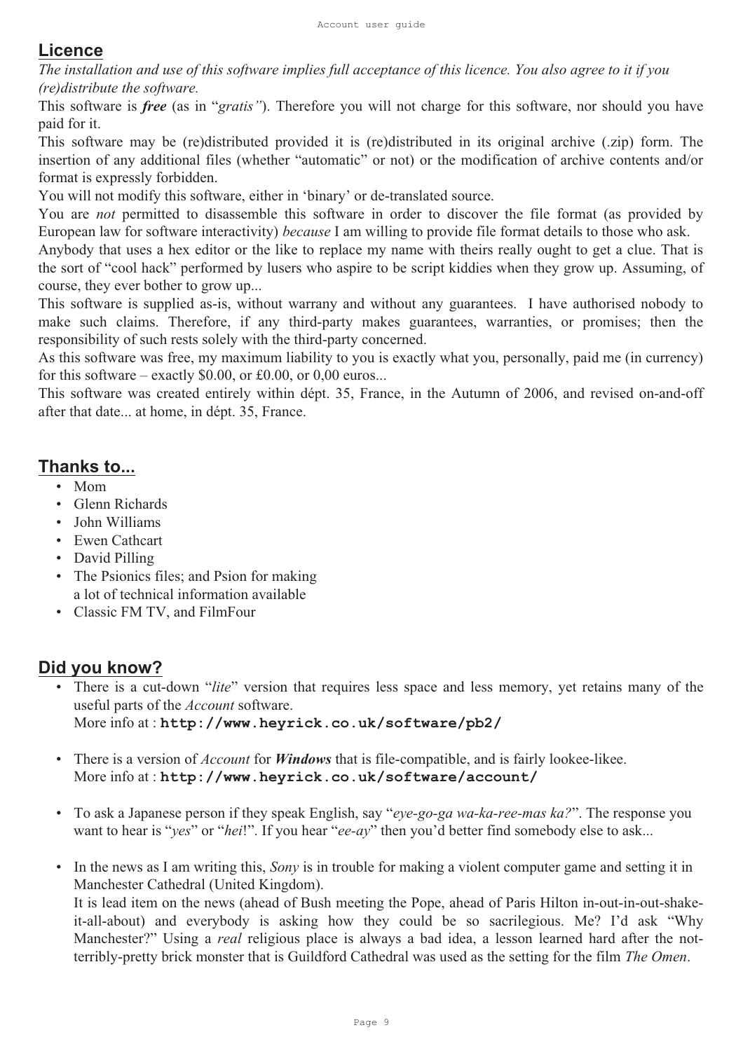## Licence

*The installation and use of this software implies full acceptance of this licence. You also agree to it if you (re)distribute the software.*

This software is ***free*** (as in "*gratis"*). Therefore you will not charge for this software, nor should you have paid for it.

This software may be (re)distributed provided it is (re)distributed in its original archive (.zip) form. The insertion of any additional files (whether "automatic" or not) or the modification of archive contents and/or format is expressly forbidden.

You will not modify this software, either in 'binary' or de-translated source.

You are *not* permitted to disassemble this software in order to discover the file format (as provided by European law for software interactivity) *because* I am willing to provide file format details to those who ask.

Anybody that uses a hex editor or the like to replace my name with theirs really ought to get a clue. That is the sort of "cool hack" performed by lusers who aspire to be script kiddies when they grow up. Assuming, of course, they ever bother to grow up...

This software is supplied as-is, without warranty and without any guarantees. I have authorised nobody to make such claims. Therefore, if any third-party makes guarantees, warranties, or promises; then the responsibility of such rests solely with the third-party concerned.

As this software was free, my maximum liability to you is exactly what you, personally, paid me (in currency) for this software – exactly $0.00, or £0.00, or 0,00 euros...

This software was created entirely within dépt. 35, France, in the Autumn of 2006, and revised on-and-off after that date... at home, in dépt. 35, France.

## Thanks to...

- Mom
- Glenn Richards
- John Williams
- Ewen Cathcart
- David Pilling
- The Psionics files; and Psion for making a lot of technical information available
- Classic FM TV, and FilmFour

## Did you know?

- There is a cut-down "*lite*" version that requires less space and less memory, yet retains many of the useful parts of the *Account* software.
  More info at : **`http://www.heyrick.co.uk/software/pb2/`**

- There is a version of *Account* for ***Windows*** that is file-compatible, and is fairly lookee-likee.
  More info at : **`http://www.heyrick.co.uk/software/account/`**

- To ask a Japanese person if they speak English, say "*eye-go-ga wa-ka-ree-mas ka?*". The response you want to hear is "*yes*" or "*hei*!". If you hear "*ee-ay*" then you'd better find somebody else to ask...

- In the news as I am writing this, *Sony* is in trouble for making a violent computer game and setting it in Manchester Cathedral (United Kingdom).
  It is lead item on the news (ahead of Bush meeting the Pope, ahead of Paris Hilton in-out-in-out-shake-it-all-about) and everybody is asking how they could be so sacrilegious. Me? I'd ask "Why Manchester?" Using a *real* religious place is always a bad idea, a lesson learned hard after the not-terribly-pretty brick monster that is Guildford Cathedral was used as the setting for the film *The Omen*.